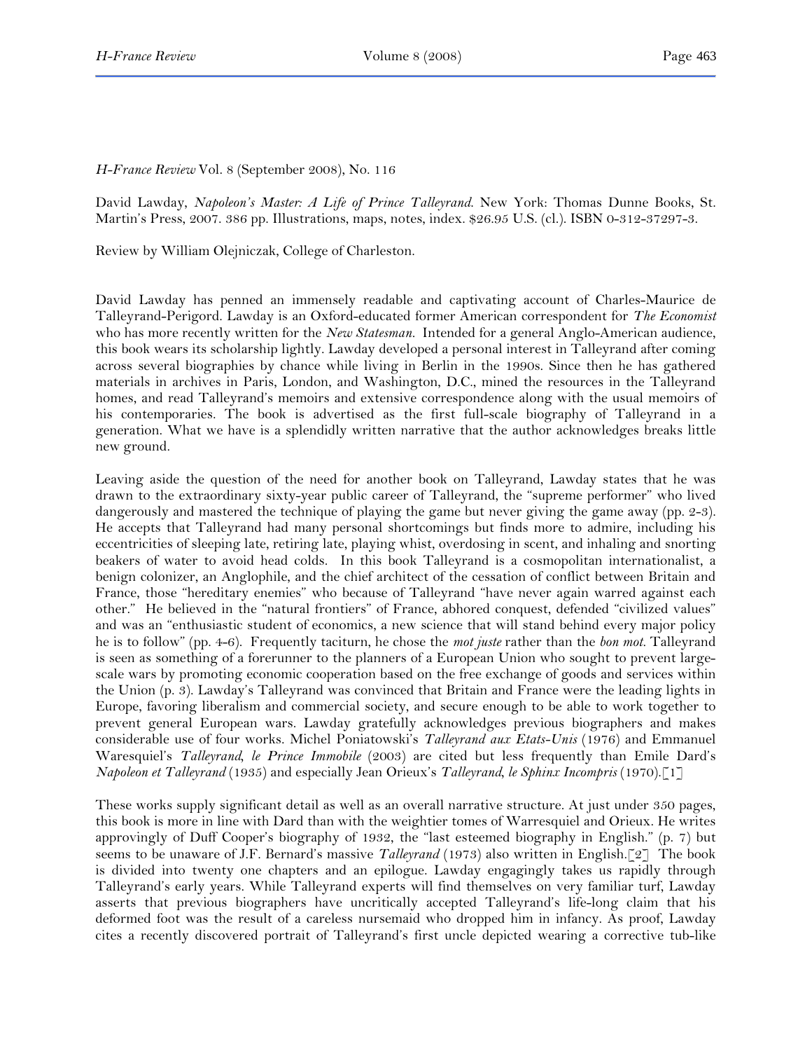*H-France Review* Vol. 8 (September 2008), No. 116

David Lawday, *Napoleon's Master: A Life of Prince Talleyrand.* New York: Thomas Dunne Books, St. Martin's Press, 2007. 386 pp. Illustrations, maps, notes, index. $26.95 U.S. (cl.). ISBN 0-312-37297-3.

Review by William Olejniczak, College of Charleston.

David Lawday has penned an immensely readable and captivating account of Charles-Maurice de Talleyrand-Perigord. Lawday is an Oxford-educated former American correspondent for *The Economist* who has more recently written for the *New Statesman.* Intended for a general Anglo-American audience, this book wears its scholarship lightly. Lawday developed a personal interest in Talleyrand after coming across several biographies by chance while living in Berlin in the 1990s. Since then he has gathered materials in archives in Paris, London, and Washington, D.C., mined the resources in the Talleyrand homes, and read Talleyrand's memoirs and extensive correspondence along with the usual memoirs of his contemporaries. The book is advertised as the first full-scale biography of Talleyrand in a generation. What we have is a splendidly written narrative that the author acknowledges breaks little new ground.

Leaving aside the question of the need for another book on Talleyrand, Lawday states that he was drawn to the extraordinary sixty-year public career of Talleyrand, the "supreme performer" who lived dangerously and mastered the technique of playing the game but never giving the game away (pp. 2-3). He accepts that Talleyrand had many personal shortcomings but finds more to admire, including his eccentricities of sleeping late, retiring late, playing whist, overdosing in scent, and inhaling and snorting beakers of water to avoid head colds. In this book Talleyrand is a cosmopolitan internationalist, a benign colonizer, an Anglophile, and the chief architect of the cessation of conflict between Britain and France, those "hereditary enemies" who because of Talleyrand "have never again warred against each other." He believed in the "natural frontiers" of France, abhored conquest, defended "civilized values" and was an "enthusiastic student of economics, a new science that will stand behind every major policy he is to follow" (pp. 4-6). Frequently taciturn, he chose the *mot juste* rather than the *bon mot.* Talleyrand is seen as something of a forerunner to the planners of a European Union who sought to prevent large-scale wars by promoting economic cooperation based on the free exchange of goods and services within the Union (p. 3). Lawday's Talleyrand was convinced that Britain and France were the leading lights in Europe, favoring liberalism and commercial society, and secure enough to be able to work together to prevent general European wars. Lawday gratefully acknowledges previous biographers and makes considerable use of four works. Michel Poniatowski's *Talleyrand aux Etats-Unis* (1976) and Emmanuel Waresquiel's *Talleyrand, le Prince Immobile* (2003) are cited but less frequently than Emile Dard's *Napoleon et Talleyrand* (1935) and especially Jean Orieux's *Talleyrand, le Sphinx Incompris* (1970).[1]

These works supply significant detail as well as an overall narrative structure. At just under 350 pages, this book is more in line with Dard than with the weightier tomes of Warresquiel and Orieux. He writes approvingly of Duff Cooper's biography of 1932, the "last esteemed biography in English." (p. 7) but seems to be unaware of J.F. Bernard's massive *Talleyrand* (1973) also written in English.[2] The book is divided into twenty one chapters and an epilogue. Lawday engagingly takes us rapidly through Talleyrand's early years. While Talleyrand experts will find themselves on very familiar turf, Lawday asserts that previous biographers have uncritically accepted Talleyrand's life-long claim that his deformed foot was the result of a careless nursemaid who dropped him in infancy. As proof, Lawday cites a recently discovered portrait of Talleyrand's first uncle depicted wearing a corrective tub-like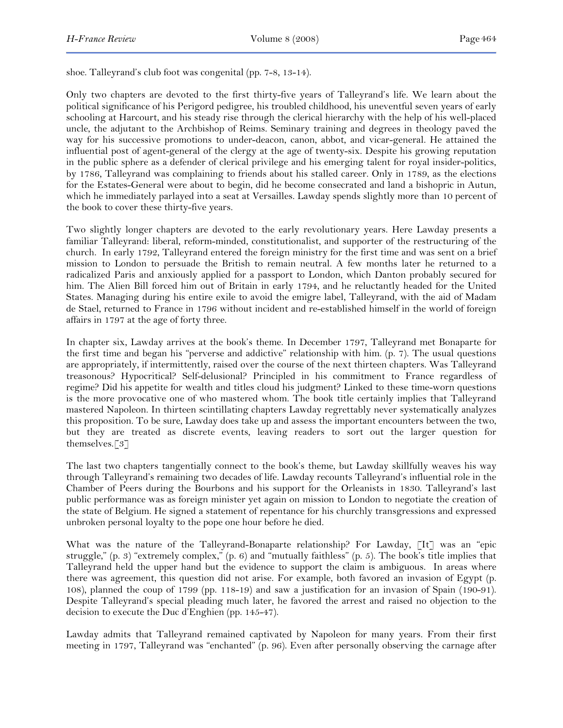shoe. Talleyrand's club foot was congenital (pp. 7-8, 13-14).

Only two chapters are devoted to the first thirty-five years of Talleyrand's life. We learn about the political significance of his Perigord pedigree, his troubled childhood, his uneventful seven years of early schooling at Harcourt, and his steady rise through the clerical hierarchy with the help of his well-placed uncle, the adjutant to the Archbishop of Reims. Seminary training and degrees in theology paved the way for his successive promotions to under-deacon, canon, abbot, and vicar-general. He attained the influential post of agent-general of the clergy at the age of twenty-six. Despite his growing reputation in the public sphere as a defender of clerical privilege and his emerging talent for royal insider-politics, by 1786, Talleyrand was complaining to friends about his stalled career. Only in 1789, as the elections for the Estates-General were about to begin, did he become consecrated and land a bishopric in Autun, which he immediately parlayed into a seat at Versailles. Lawday spends slightly more than 10 percent of the book to cover these thirty-five years.

Two slightly longer chapters are devoted to the early revolutionary years. Here Lawday presents a familiar Talleyrand: liberal, reform-minded, constitutionalist, and supporter of the restructuring of the church. In early 1792, Talleyrand entered the foreign ministry for the first time and was sent on a brief mission to London to persuade the British to remain neutral. A few months later he returned to a radicalized Paris and anxiously applied for a passport to London, which Danton probably secured for him. The Alien Bill forced him out of Britain in early 1794, and he reluctantly headed for the United States. Managing during his entire exile to avoid the emigre label, Talleyrand, with the aid of Madam de Stael, returned to France in 1796 without incident and re-established himself in the world of foreign affairs in 1797 at the age of forty three.

In chapter six, Lawday arrives at the book's theme. In December 1797, Talleyrand met Bonaparte for the first time and began his "perverse and addictive" relationship with him. (p. 7). The usual questions are appropriately, if intermittently, raised over the course of the next thirteen chapters. Was Talleyrand treasonous? Hypocritical? Self-delusional? Principled in his commitment to France regardless of regime? Did his appetite for wealth and titles cloud his judgment? Linked to these time-worn questions is the more provocative one of who mastered whom. The book title certainly implies that Talleyrand mastered Napoleon. In thirteen scintillating chapters Lawday regrettably never systematically analyzes this proposition. To be sure, Lawday does take up and assess the important encounters between the two, but they are treated as discrete events, leaving readers to sort out the larger question for themselves.[3]

The last two chapters tangentially connect to the book's theme, but Lawday skillfully weaves his way through Talleyrand's remaining two decades of life. Lawday recounts Talleyrand's influential role in the Chamber of Peers during the Bourbons and his support for the Orleanists in 1830. Talleyrand's last public performance was as foreign minister yet again on mission to London to negotiate the creation of the state of Belgium. He signed a statement of repentance for his churchly transgressions and expressed unbroken personal loyalty to the pope one hour before he died.

What was the nature of the Talleyrand-Bonaparte relationship? For Lawday, [It] was an "epic struggle," (p. 3) "extremely complex," (p. 6) and "mutually faithless" (p. 5). The book's title implies that Talleyrand held the upper hand but the evidence to support the claim is ambiguous. In areas where there was agreement, this question did not arise. For example, both favored an invasion of Egypt (p. 108), planned the coup of 1799 (pp. 118-19) and saw a justification for an invasion of Spain (190-91). Despite Talleyrand's special pleading much later, he favored the arrest and raised no objection to the decision to execute the Duc d'Enghien (pp. 145-47).

Lawday admits that Talleyrand remained captivated by Napoleon for many years. From their first meeting in 1797, Talleyrand was "enchanted" (p. 96). Even after personally observing the carnage after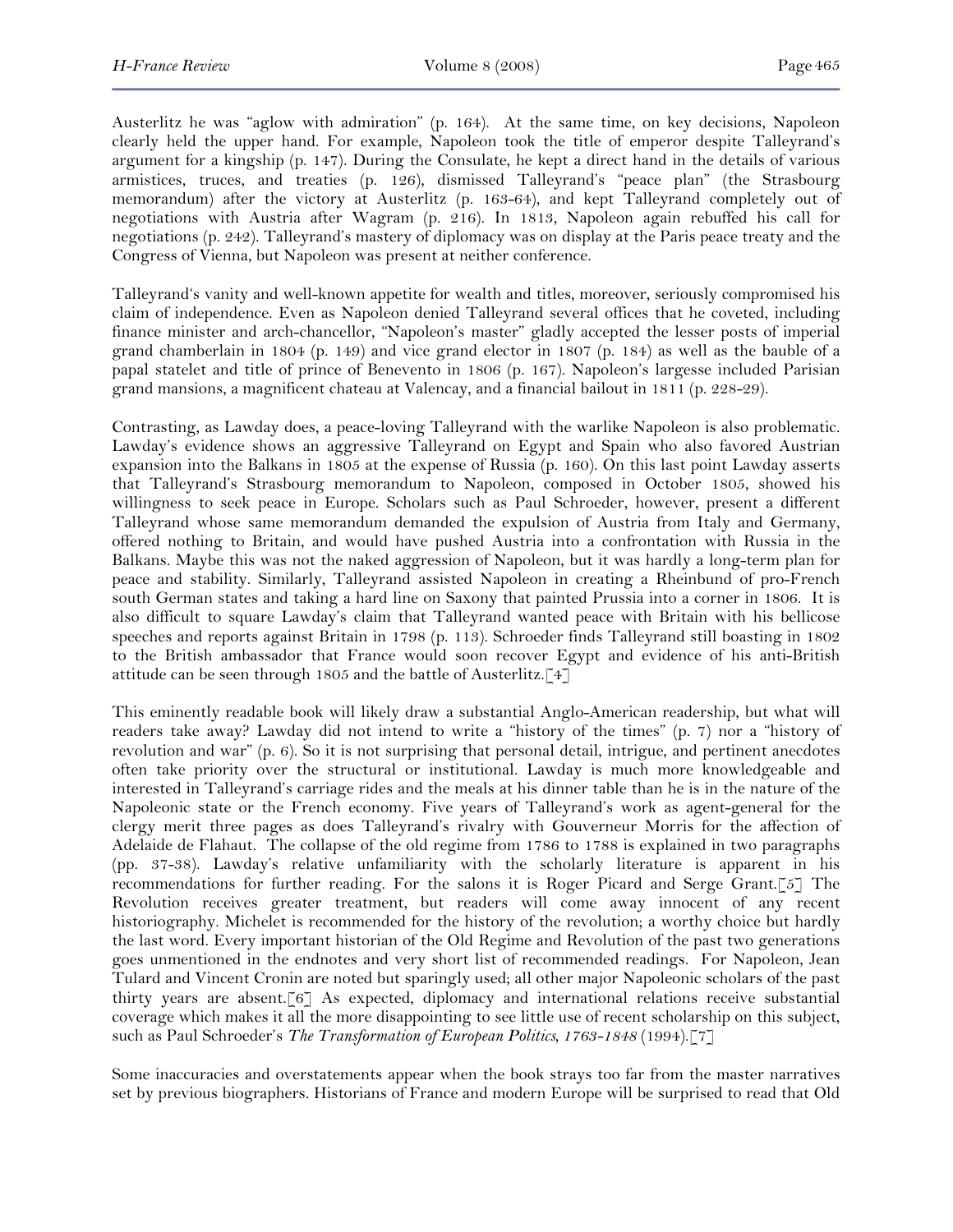Austerlitz he was "aglow with admiration" (p. 164). At the same time, on key decisions, Napoleon clearly held the upper hand. For example, Napoleon took the title of emperor despite Talleyrand's argument for a kingship (p. 147). During the Consulate, he kept a direct hand in the details of various armistices, truces, and treaties (p. 126), dismissed Talleyrand's "peace plan" (the Strasbourg memorandum) after the victory at Austerlitz (p. 163-64), and kept Talleyrand completely out of negotiations with Austria after Wagram (p. 216). In 1813, Napoleon again rebuffed his call for negotiations (p. 242). Talleyrand's mastery of diplomacy was on display at the Paris peace treaty and the Congress of Vienna, but Napoleon was present at neither conference.

Talleyrand's vanity and well-known appetite for wealth and titles, moreover, seriously compromised his claim of independence. Even as Napoleon denied Talleyrand several offices that he coveted, including finance minister and arch-chancellor, "Napoleon's master" gladly accepted the lesser posts of imperial grand chamberlain in 1804 (p. 149) and vice grand elector in 1807 (p. 184) as well as the bauble of a papal statelet and title of prince of Benevento in 1806 (p. 167). Napoleon's largesse included Parisian grand mansions, a magnificent chateau at Valencay, and a financial bailout in 1811 (p. 228-29).

Contrasting, as Lawday does, a peace-loving Talleyrand with the warlike Napoleon is also problematic. Lawday's evidence shows an aggressive Talleyrand on Egypt and Spain who also favored Austrian expansion into the Balkans in 1805 at the expense of Russia (p. 160). On this last point Lawday asserts that Talleyrand's Strasbourg memorandum to Napoleon, composed in October 1805, showed his willingness to seek peace in Europe. Scholars such as Paul Schroeder, however, present a different Talleyrand whose same memorandum demanded the expulsion of Austria from Italy and Germany, offered nothing to Britain, and would have pushed Austria into a confrontation with Russia in the Balkans. Maybe this was not the naked aggression of Napoleon, but it was hardly a long-term plan for peace and stability. Similarly, Talleyrand assisted Napoleon in creating a Rheinbund of pro-French south German states and taking a hard line on Saxony that painted Prussia into a corner in 1806. It is also difficult to square Lawday's claim that Talleyrand wanted peace with Britain with his bellicose speeches and reports against Britain in 1798 (p. 113). Schroeder finds Talleyrand still boasting in 1802 to the British ambassador that France would soon recover Egypt and evidence of his anti-British attitude can be seen through 1805 and the battle of Austerlitz.[4]

This eminently readable book will likely draw a substantial Anglo-American readership, but what will readers take away? Lawday did not intend to write a "history of the times" (p. 7) nor a "history of revolution and war" (p. 6). So it is not surprising that personal detail, intrigue, and pertinent anecdotes often take priority over the structural or institutional. Lawday is much more knowledgeable and interested in Talleyrand's carriage rides and the meals at his dinner table than he is in the nature of the Napoleonic state or the French economy. Five years of Talleyrand's work as agent-general for the clergy merit three pages as does Talleyrand's rivalry with Gouverneur Morris for the affection of Adelaide de Flahaut. The collapse of the old regime from 1786 to 1788 is explained in two paragraphs (pp. 37-38). Lawday's relative unfamiliarity with the scholarly literature is apparent in his recommendations for further reading. For the salons it is Roger Picard and Serge Grant.[5] The Revolution receives greater treatment, but readers will come away innocent of any recent historiography. Michelet is recommended for the history of the revolution; a worthy choice but hardly the last word. Every important historian of the Old Regime and Revolution of the past two generations goes unmentioned in the endnotes and very short list of recommended readings. For Napoleon, Jean Tulard and Vincent Cronin are noted but sparingly used; all other major Napoleonic scholars of the past thirty years are absent.[6] As expected, diplomacy and international relations receive substantial coverage which makes it all the more disappointing to see little use of recent scholarship on this subject, such as Paul Schroeder's *The Transformation of European Politics, 1763-1848* (1994).[7]

Some inaccuracies and overstatements appear when the book strays too far from the master narratives set by previous biographers. Historians of France and modern Europe will be surprised to read that Old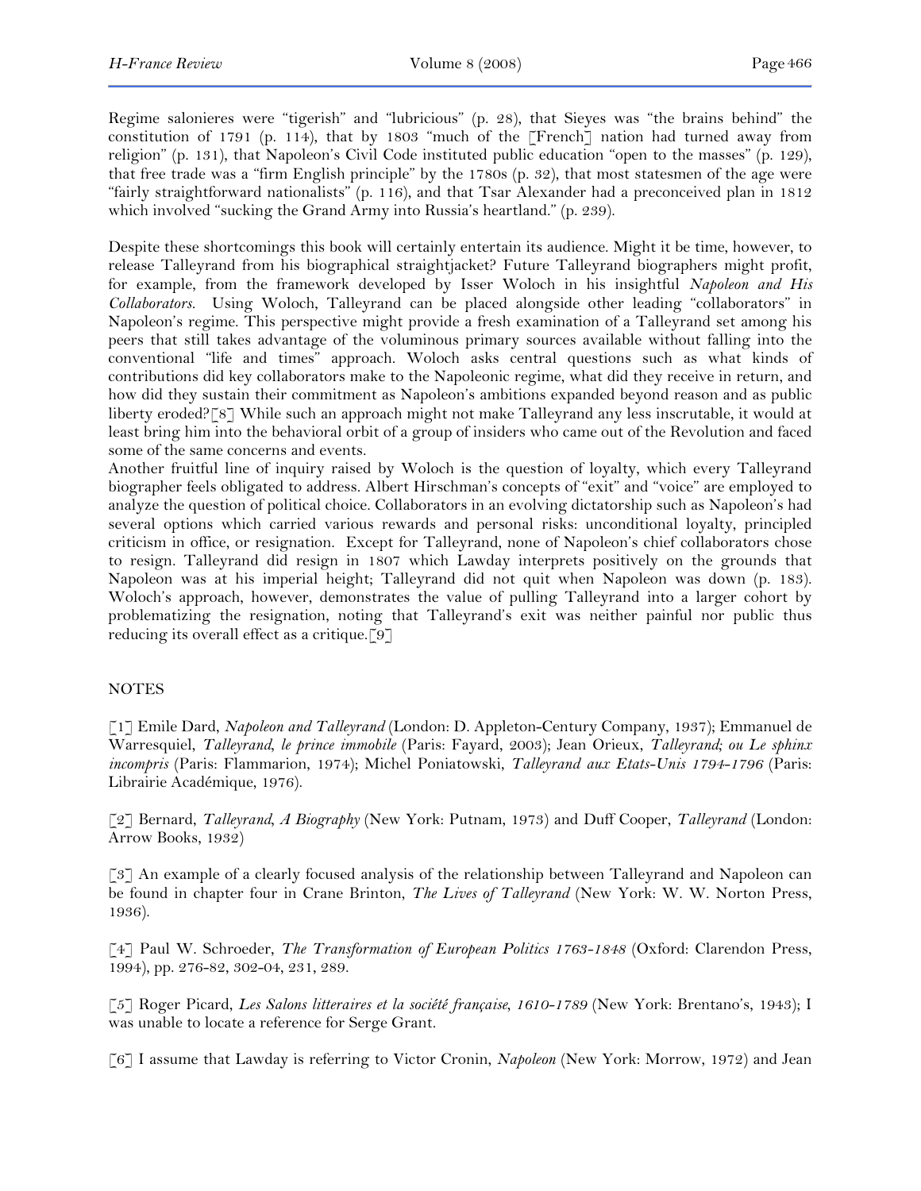Regime salonieres were "tigerish" and "lubricious" (p. 28), that Sieyes was "the brains behind" the constitution of 1791 (p. 114), that by 1803 "much of the [French] nation had turned away from religion" (p. 131), that Napoleon's Civil Code instituted public education "open to the masses" (p. 129), that free trade was a "firm English principle" by the 1780s (p. 32), that most statesmen of the age were "fairly straightforward nationalists" (p. 116), and that Tsar Alexander had a preconceived plan in 1812 which involved "sucking the Grand Army into Russia's heartland." (p. 239).

Despite these shortcomings this book will certainly entertain its audience. Might it be time, however, to release Talleyrand from his biographical straightjacket? Future Talleyrand biographers might profit, for example, from the framework developed by Isser Woloch in his insightful *Napoleon and His Collaborators.* Using Woloch, Talleyrand can be placed alongside other leading "collaborators" in Napoleon's regime. This perspective might provide a fresh examination of a Talleyrand set among his peers that still takes advantage of the voluminous primary sources available without falling into the conventional "life and times" approach. Woloch asks central questions such as what kinds of contributions did key collaborators make to the Napoleonic regime, what did they receive in return, and how did they sustain their commitment as Napoleon's ambitions expanded beyond reason and as public liberty eroded?[8] While such an approach might not make Talleyrand any less inscrutable, it would at least bring him into the behavioral orbit of a group of insiders who came out of the Revolution and faced some of the same concerns and events.

Another fruitful line of inquiry raised by Woloch is the question of loyalty, which every Talleyrand biographer feels obligated to address. Albert Hirschman's concepts of "exit" and "voice" are employed to analyze the question of political choice. Collaborators in an evolving dictatorship such as Napoleon's had several options which carried various rewards and personal risks: unconditional loyalty, principled criticism in office, or resignation. Except for Talleyrand, none of Napoleon's chief collaborators chose to resign. Talleyrand did resign in 1807 which Lawday interprets positively on the grounds that Napoleon was at his imperial height; Talleyrand did not quit when Napoleon was down (p. 183). Woloch's approach, however, demonstrates the value of pulling Talleyrand into a larger cohort by problematizing the resignation, noting that Talleyrand's exit was neither painful nor public thus reducing its overall effect as a critique.[9]

NOTES

[1] Emile Dard, *Napoleon and Talleyrand* (London: D. Appleton-Century Company, 1937); Emmanuel de Warresquiel, *Talleyrand, le prince immobile* (Paris: Fayard, 2003); Jean Orieux, *Talleyrand; ou Le sphinx incompris* (Paris: Flammarion, 1974); Michel Poniatowski, *Talleyrand aux Etats-Unis 1794-1796* (Paris: Librairie Académique, 1976).

[2] Bernard, *Talleyrand, A Biography* (New York: Putnam, 1973) and Duff Cooper, *Talleyrand* (London: Arrow Books, 1932)

[3] An example of a clearly focused analysis of the relationship between Talleyrand and Napoleon can be found in chapter four in Crane Brinton, *The Lives of Talleyrand* (New York: W. W. Norton Press, 1936).

[4] Paul W. Schroeder, *The Transformation of European Politics 1763-1848* (Oxford: Clarendon Press, 1994), pp. 276-82, 302-04, 231, 289.

[5] Roger Picard, *Les Salons litteraires et la société française, 1610-1789* (New York: Brentano's, 1943); I was unable to locate a reference for Serge Grant.

[6] I assume that Lawday is referring to Victor Cronin, *Napoleon* (New York: Morrow, 1972) and Jean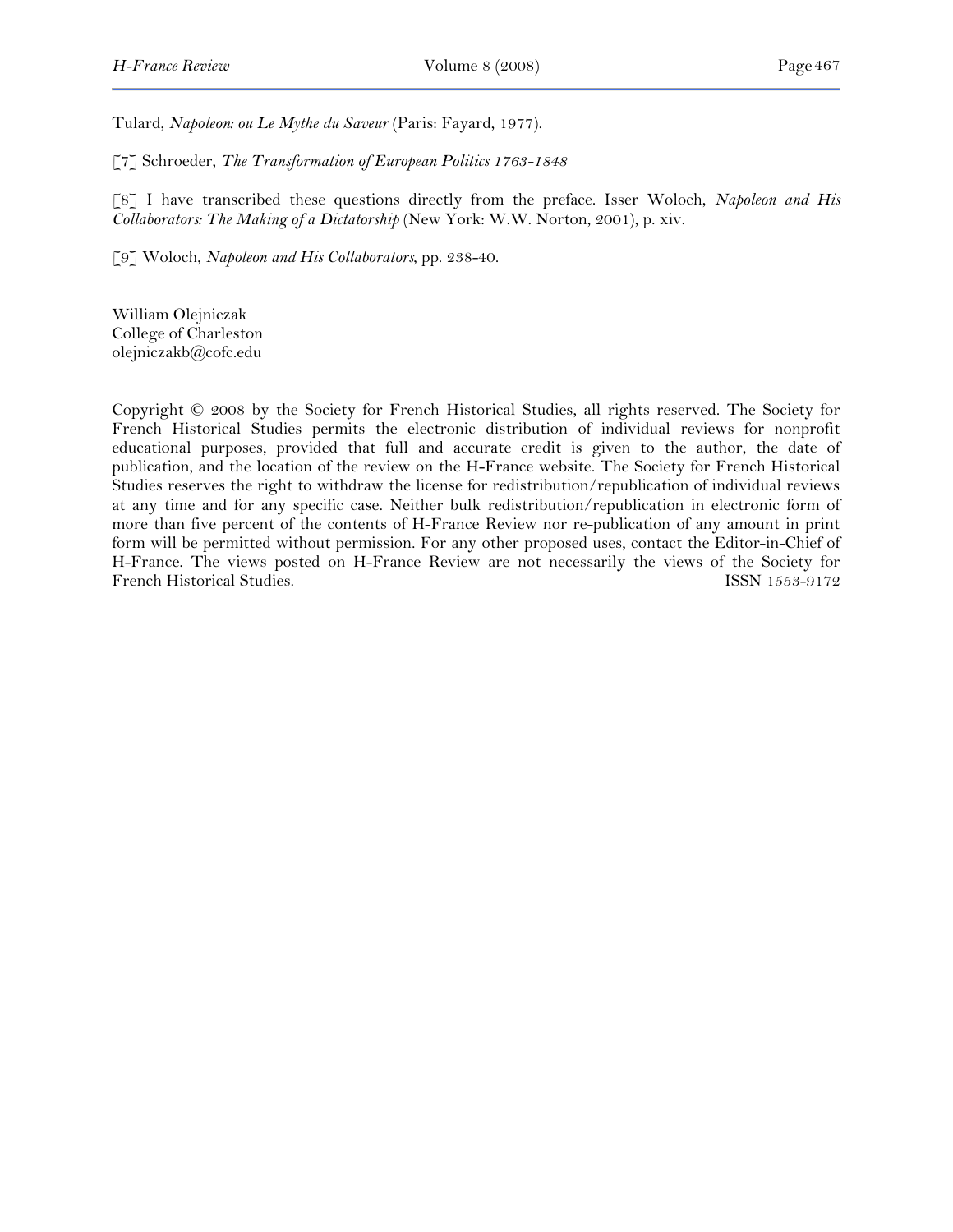Tulard, *Napoleon: ou Le Mythe du Saveur* (Paris: Fayard, 1977).

[7] Schroeder, *The Transformation of European Politics 1763-1848*

[8] I have transcribed these questions directly from the preface. Isser Woloch, *Napoleon and His Collaborators: The Making of a Dictatorship* (New York: W.W. Norton, 2001), p. xiv.

[9] Woloch, *Napoleon and His Collaborators*, pp. 238-40.

William Olejniczak
College of Charleston
olejniczakb@cofc.edu

Copyright © 2008 by the Society for French Historical Studies, all rights reserved. The Society for French Historical Studies permits the electronic distribution of individual reviews for nonprofit educational purposes, provided that full and accurate credit is given to the author, the date of publication, and the location of the review on the H-France website. The Society for French Historical Studies reserves the right to withdraw the license for redistribution/republication of individual reviews at any time and for any specific case. Neither bulk redistribution/republication in electronic form of more than five percent of the contents of H-France Review nor re-publication of any amount in print form will be permitted without permission. For any other proposed uses, contact the Editor-in-Chief of H-France. The views posted on H-France Review are not necessarily the views of the Society for French Historical Studies. ISSN 1553-9172